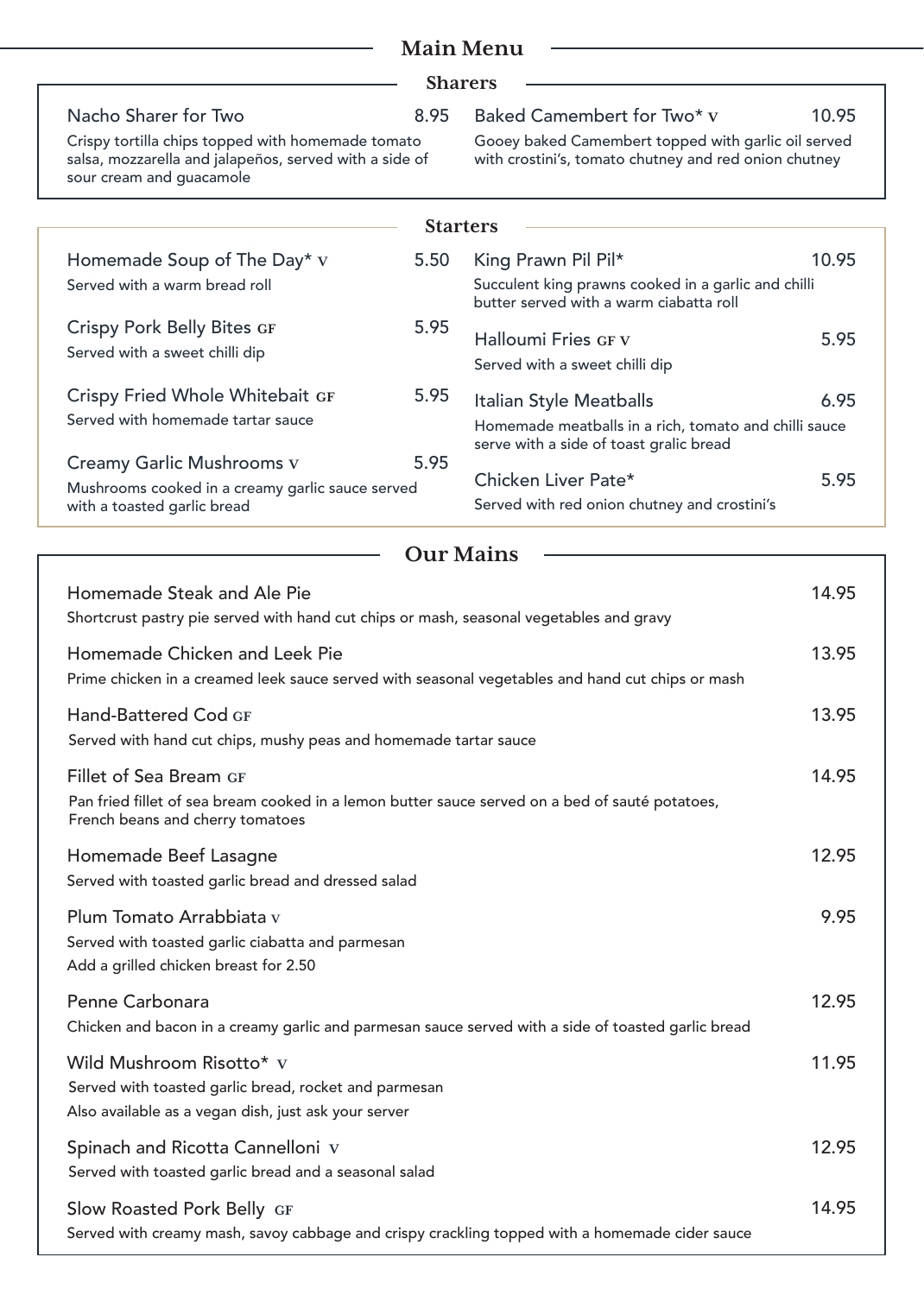# Main Menu

## Sharers

**Nacho Sharer for Two** 8.95
Crispy tortilla chips topped with homemade tomato salsa, mozzarella and jalapeños, served with a side of sour cream and guacamole

**Baked Camembert for Two* V** 10.95
Gooey baked Camembert topped with garlic oil served with crostini's, tomato chutney and red onion chutney

## Starters

**Homemade Soup of The Day* V** 5.50
Served with a warm bread roll

**Crispy Pork Belly Bites GF** 5.95
Served with a sweet chilli dip

**Crispy Fried Whole Whitebait GF** 5.95
Served with homemade tartar sauce

**Creamy Garlic Mushrooms V** 5.95
Mushrooms cooked in a creamy garlic sauce served with a toasted garlic bread

**King Prawn Pil Pil*** 10.95
Succulent king prawns cooked in a garlic and chilli butter served with a warm ciabatta roll

**Halloumi Fries GF V** 5.95
Served with a sweet chilli dip

**Italian Style Meatballs** 6.95
Homemade meatballs in a rich, tomato and chilli sauce serve with a side of toast gralic bread

**Chicken Liver Pate*** 5.95
Served with red onion chutney and crostini's

## Our Mains

**Homemade Steak and Ale Pie** 14.95
Shortcrust pastry pie served with hand cut chips or mash, seasonal vegetables and gravy

**Homemade Chicken and Leek Pie** 13.95
Prime chicken in a creamed leek sauce served with seasonal vegetables and hand cut chips or mash

**Hand-Battered Cod GF** 13.95
Served with hand cut chips, mushy peas and homemade tartar sauce

**Fillet of Sea Bream GF** 14.95
Pan fried fillet of sea bream cooked in a lemon butter sauce served on a bed of sauté potatoes, French beans and cherry tomatoes

**Homemade Beef Lasagne** 12.95
Served with toasted garlic bread and dressed salad

**Plum Tomato Arrabbiata V** 9.95
Served with toasted garlic ciabatta and parmesan
Add a grilled chicken breast for 2.50

**Penne Carbonara** 12.95
Chicken and bacon in a creamy garlic and parmesan sauce served with a side of toasted garlic bread

**Wild Mushroom Risotto* V** 11.95
Served with toasted garlic bread, rocket and parmesan
Also available as a vegan dish, just ask your server

**Spinach and Ricotta Cannelloni V** 12.95
Served with toasted garlic bread and a seasonal salad

**Slow Roasted Pork Belly GF** 14.95
Served with creamy mash, savoy cabbage and crispy crackling topped with a homemade cider sauce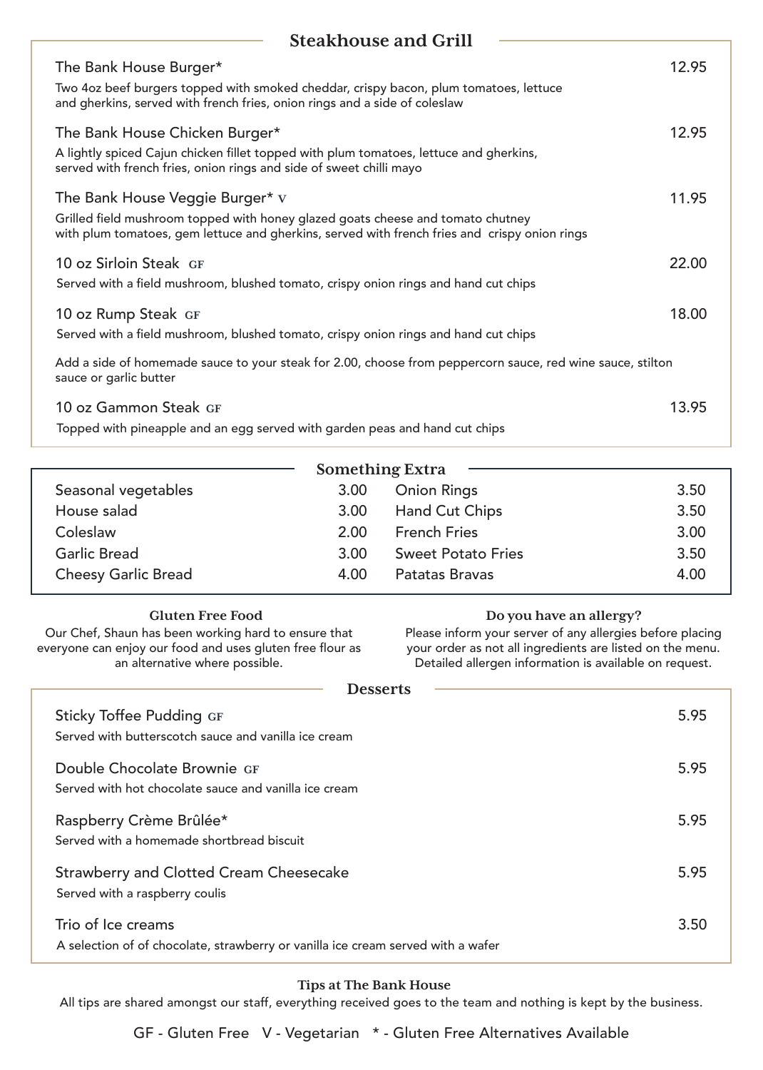## Steakhouse and Grill

**The Bank House Burger*** — 12.95
Two 4oz beef burgers topped with smoked cheddar, crispy bacon, plum tomatoes, lettuce and gherkins, served with french fries, onion rings and a side of coleslaw

**The Bank House Chicken Burger*** — 12.95
A lightly spiced Cajun chicken fillet topped with plum tomatoes, lettuce and gherkins, served with french fries, onion rings and side of sweet chilli mayo

**The Bank House Veggie Burger* V** — 11.95
Grilled field mushroom topped with honey glazed goats cheese and tomato chutney with plum tomatoes, gem lettuce and gherkins, served with french fries and crispy onion rings

**10 oz Sirloin Steak GF** — 22.00
Served with a field mushroom, blushed tomato, crispy onion rings and hand cut chips

**10 oz Rump Steak GF** — 18.00
Served with a field mushroom, blushed tomato, crispy onion rings and hand cut chips

Add a side of homemade sauce to your steak for 2.00, choose from peppercorn sauce, red wine sauce, stilton sauce or garlic butter

**10 oz Gammon Steak GF** — 13.95
Topped with pineapple and an egg served with garden peas and hand cut chips

## Something Extra

| | | | |
|---|---|---|---|
| Seasonal vegetables | 3.00 | Onion Rings | 3.50 |
| House salad | 3.00 | Hand Cut Chips | 3.50 |
| Coleslaw | 2.00 | French Fries | 3.00 |
| Garlic Bread | 3.00 | Sweet Potato Fries | 3.50 |
| Cheesy Garlic Bread | 4.00 | Patatas Bravas | 4.00 |

### Gluten Free Food

Our Chef, Shaun has been working hard to ensure that everyone can enjoy our food and uses gluten free flour as an alternative where possible.

### Do you have an allergy?

Please inform your server of any allergies before placing your order as not all ingredients are listed on the menu. Detailed allergen information is available on request.

## Desserts

**Sticky Toffee Pudding GF** — 5.95
Served with butterscotch sauce and vanilla ice cream

**Double Chocolate Brownie GF** — 5.95
Served with hot chocolate sauce and vanilla ice cream

**Raspberry Crème Brûlée*** — 5.95
Served with a homemade shortbread biscuit

**Strawberry and Clotted Cream Cheesecake** — 5.95
Served with a raspberry coulis

**Trio of Ice creams** — 3.50
A selection of of chocolate, strawberry or vanilla ice cream served with a wafer

### Tips at The Bank House

All tips are shared amongst our staff, everything received goes to the team and nothing is kept by the business.

GF - Gluten Free V - Vegetarian * - Gluten Free Alternatives Available